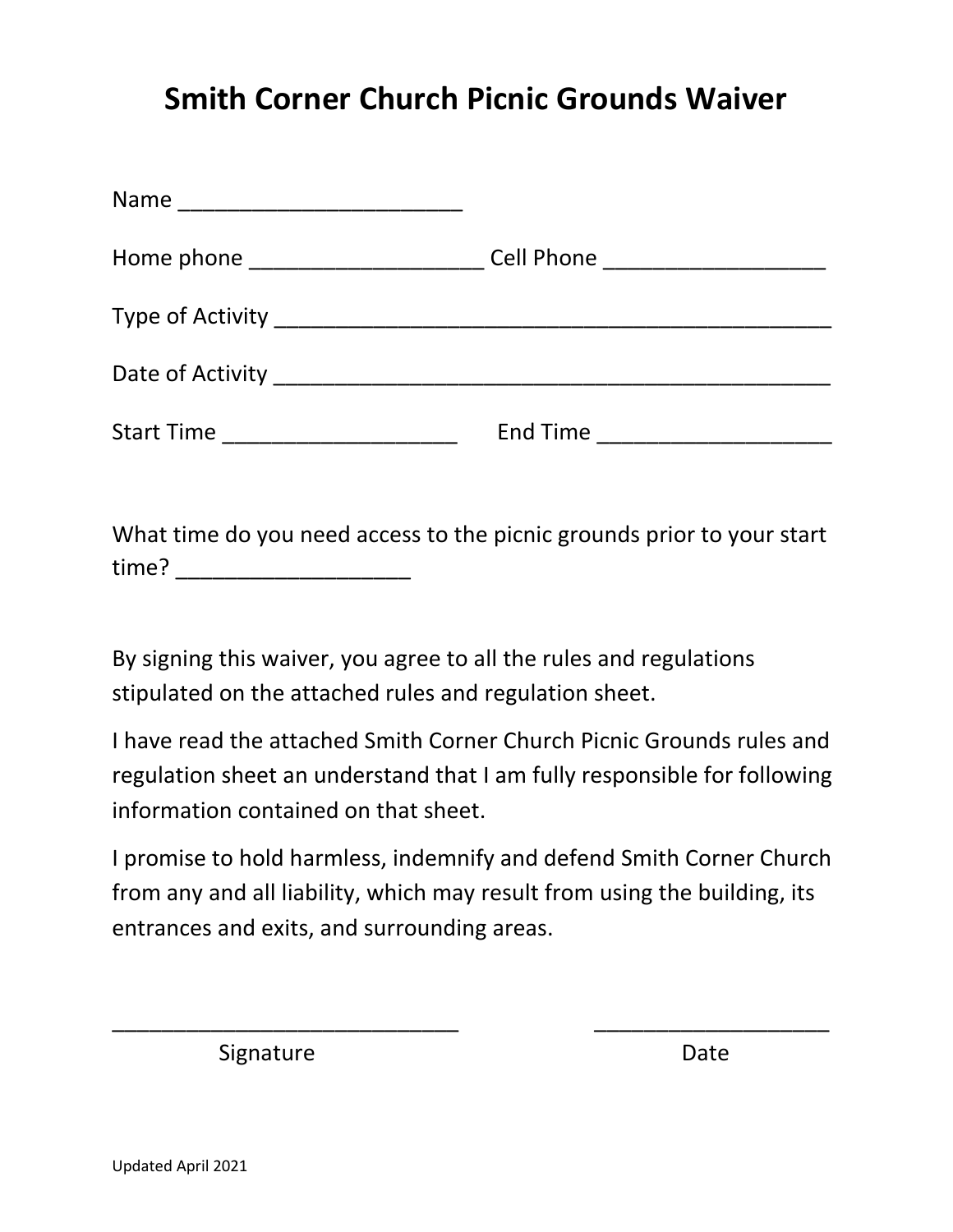# Smith Corner Church Picnic Grounds Waiver

Name _______________________

Home phone ___________________ Cell Phone __________________

Type of Activity _______________________________________________

Date of Activity _______________________________________________

Start Time ___________________ End Time ___________________

What time do you need access to the picnic grounds prior to your start time? ___________________

By signing this waiver, you agree to all the rules and regulations stipulated on the attached rules and regulation sheet.

I have read the attached Smith Corner Church Picnic Grounds rules and regulation sheet an understand that I am fully responsible for following information contained on that sheet.

I promise to hold harmless, indemnify and defend Smith Corner Church from any and all liability, which may result from using the building, its entrances and exits, and surrounding areas.

_____________________________ ___________________

Signature Date

Updated April 2021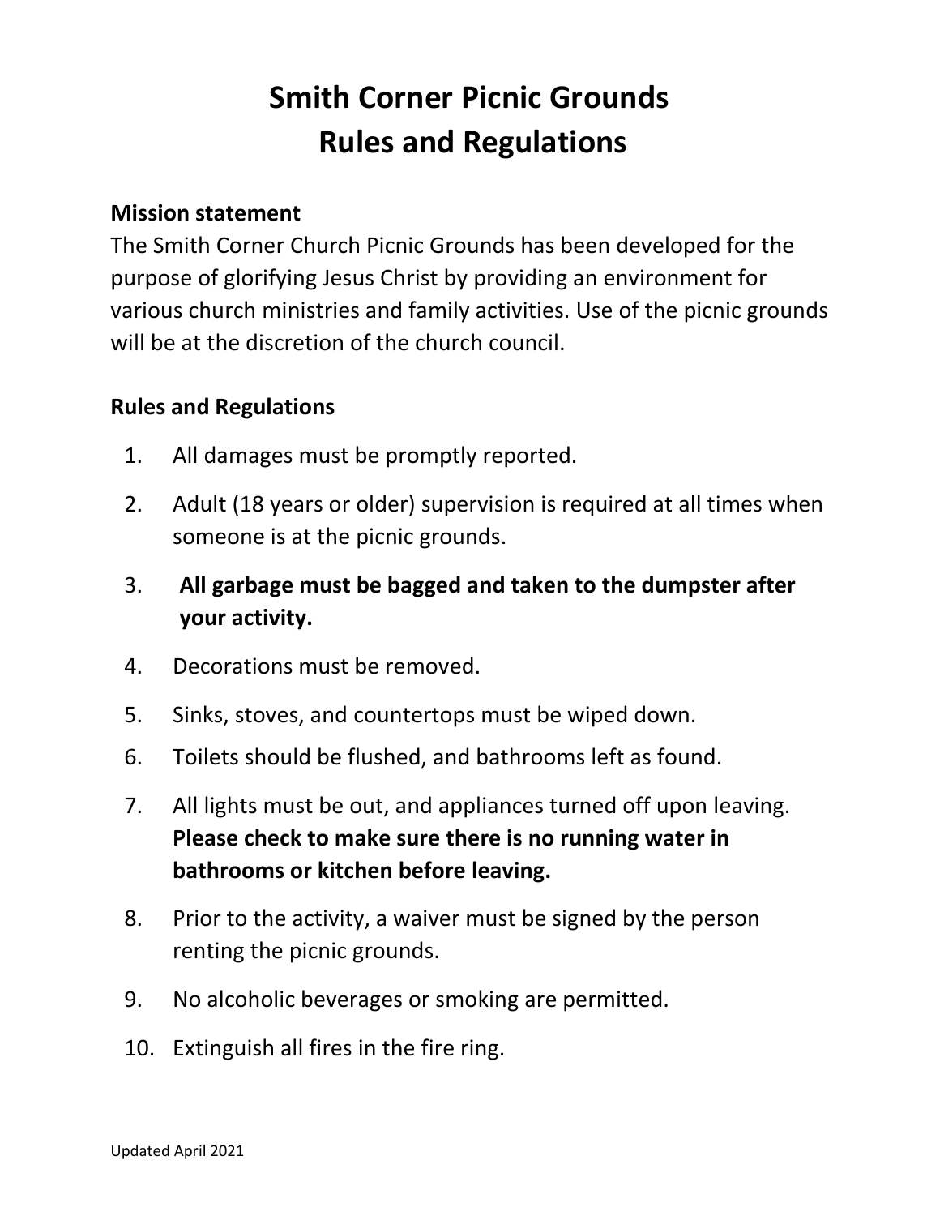# Smith Corner Picnic Grounds
# Rules and Regulations

**Mission statement**

The Smith Corner Church Picnic Grounds has been developed for the purpose of glorifying Jesus Christ by providing an environment for various church ministries and family activities. Use of the picnic grounds will be at the discretion of the church council.

**Rules and Regulations**

1. All damages must be promptly reported.
2. Adult (18 years or older) supervision is required at all times when someone is at the picnic grounds.
3. **All garbage must be bagged and taken to the dumpster after your activity.**
4. Decorations must be removed.
5. Sinks, stoves, and countertops must be wiped down.
6. Toilets should be flushed, and bathrooms left as found.
7. All lights must be out, and appliances turned off upon leaving. **Please check to make sure there is no running water in bathrooms or kitchen before leaving.**
8. Prior to the activity, a waiver must be signed by the person renting the picnic grounds.
9. No alcoholic beverages or smoking are permitted.
10. Extinguish all fires in the fire ring.

Updated April 2021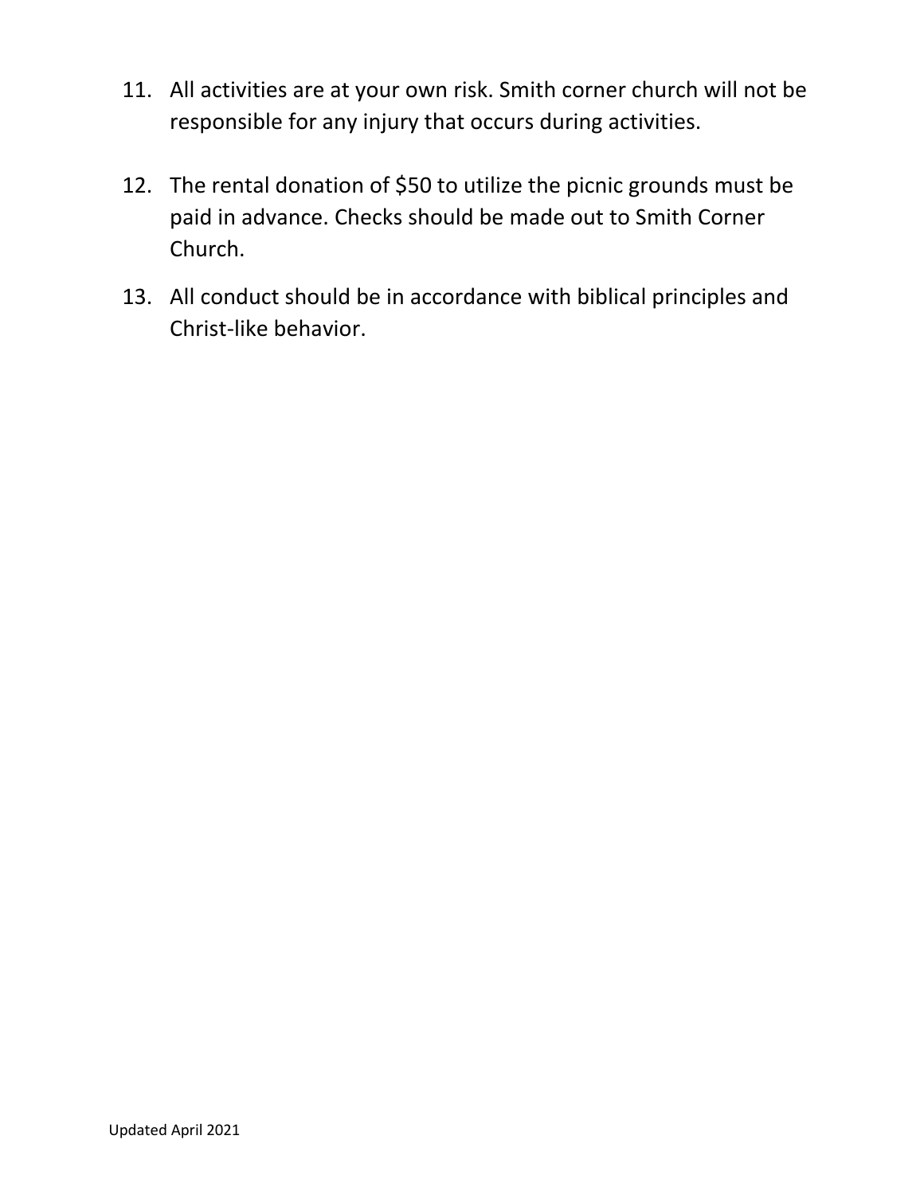11. All activities are at your own risk. Smith corner church will not be responsible for any injury that occurs during activities.

12. The rental donation of $50 to utilize the picnic grounds must be paid in advance. Checks should be made out to Smith Corner Church.

13. All conduct should be in accordance with biblical principles and Christ-like behavior.

Updated April 2021